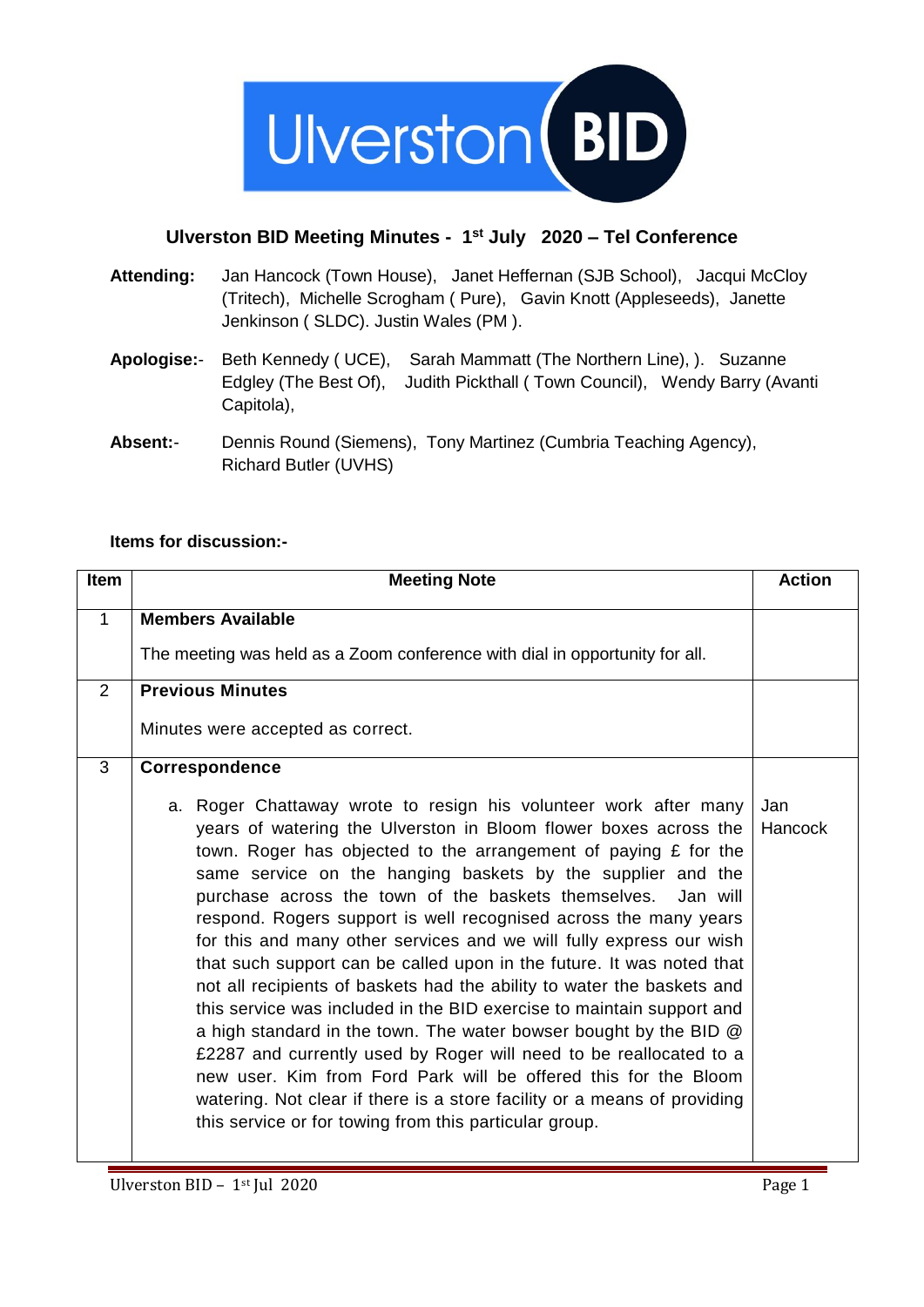# Ulverston BID Meeting Minutes - 1st July 2020 – Tel Conference

**Attending:** Jan Hancock (Town House), Janet Heffernan (SJB School), Jacqui McCloy (Tritech), Michelle Scrogham ( Pure), Gavin Knott (Appleseeds), Janette Jenkinson ( SLDC). Justin Wales (PM ).

**Apologise:-** Beth Kennedy ( UCE), Sarah Mammatt (The Northern Line), ). Suzanne Edgley (The Best Of), Judith Pickthall ( Town Council), Wendy Barry (Avanti Capitola),

**Absent:-** Dennis Round (Siemens), Tony Martinez (Cumbria Teaching Agency), Richard Butler (UVHS)

**Items for discussion:-**

| Item | Meeting Note | Action |
|---|---|---|
| 1 | **Members Available**<br><br>The meeting was held as a Zoom conference with dial in opportunity for all. | |
| 2 | **Previous Minutes**<br><br>Minutes were accepted as correct. | |
| 3 | **Correspondence**<br><br>a. Roger Chattaway wrote to resign his volunteer work after many years of watering the Ulverston in Bloom flower boxes across the town. Roger has objected to the arrangement of paying £ for the same service on the hanging baskets by the supplier and the purchase across the town of the baskets themselves. Jan will respond. Rogers support is well recognised across the many years for this and many other services and we will fully express our wish that such support can be called upon in the future. It was noted that not all recipients of baskets had the ability to water the baskets and this service was included in the BID exercise to maintain support and a high standard in the town. The water bowser bought by the BID @ £2287 and currently used by Roger will need to be reallocated to a new user. Kim from Ford Park will be offered this for the Bloom watering. Not clear if there is a store facility or a means of providing this service or for towing from this particular group. | Jan Hancock |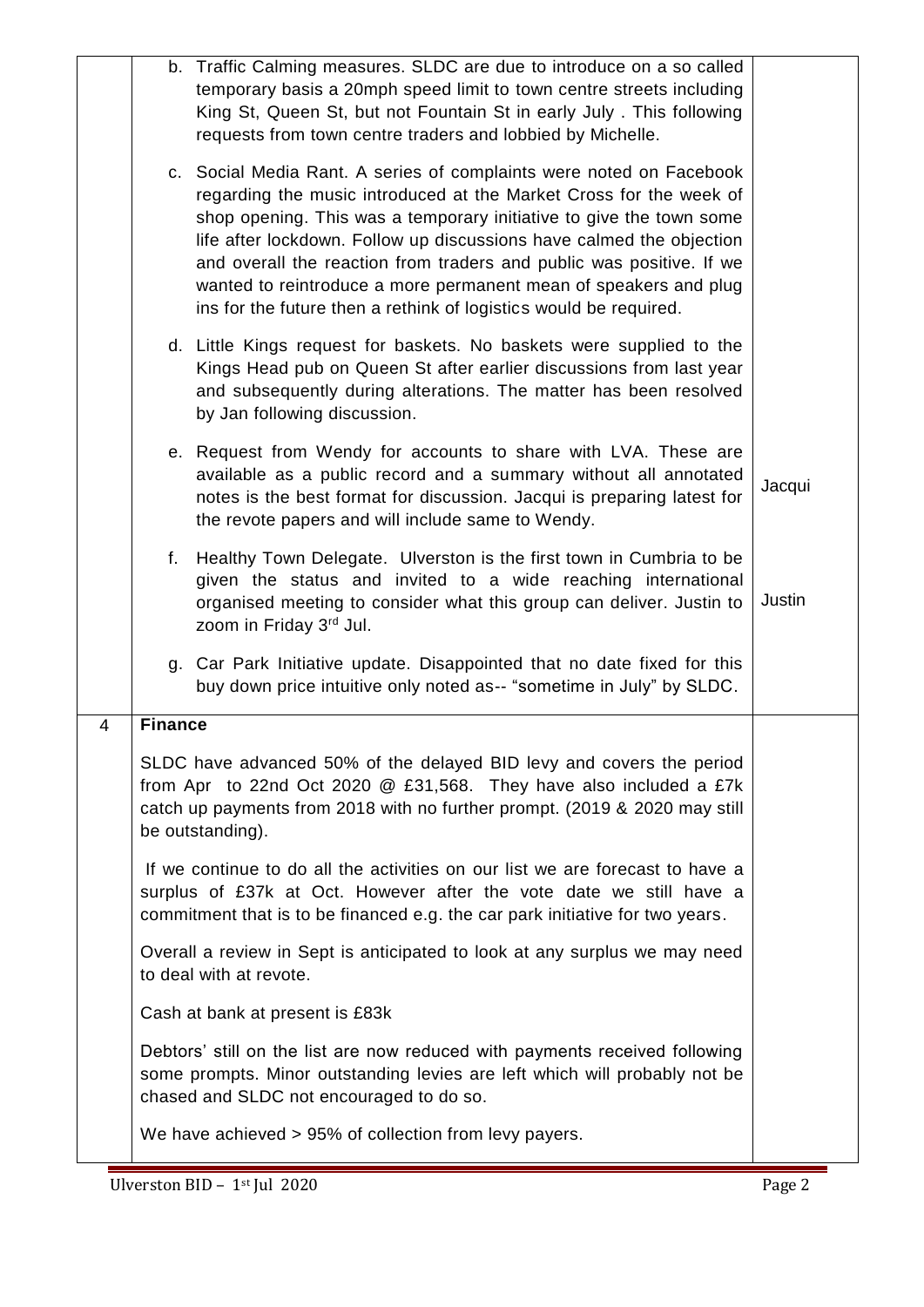| | | |
|---|---|---|
| | b. Traffic Calming measures. SLDC are due to introduce on a so called temporary basis a 20mph speed limit to town centre streets including King St, Queen St, but not Fountain St in early July . This following requests from town centre traders and lobbied by Michelle.<br><br>c. Social Media Rant. A series of complaints were noted on Facebook regarding the music introduced at the Market Cross for the week of shop opening. This was a temporary initiative to give the town some life after lockdown. Follow up discussions have calmed the objection and overall the reaction from traders and public was positive. If we wanted to reintroduce a more permanent mean of speakers and plug ins for the future then a rethink of logistics would be required.<br><br>d. Little Kings request for baskets. No baskets were supplied to the Kings Head pub on Queen St after earlier discussions from last year and subsequently during alterations. The matter has been resolved by Jan following discussion. | |
| | e. Request from Wendy for accounts to share with LVA. These are available as a public record and a summary without all annotated notes is the best format for discussion. Jacqui is preparing latest for the revote papers and will include same to Wendy. | Jacqui |
| | f. Healthy Town Delegate. Ulverston is the first town in Cumbria to be given the status and invited to a wide reaching international organised meeting to consider what this group can deliver. Justin to zoom in Friday 3rd Jul. | Justin |
| | g. Car Park Initiative update. Disappointed that no date fixed for this buy down price intuitive only noted as-- "sometime in July" by SLDC. | |
| 4 | **Finance**<br><br>SLDC have advanced 50% of the delayed BID levy and covers the period from Apr to 22nd Oct 2020 @ £31,568. They have also included a £7k catch up payments from 2018 with no further prompt. (2019 & 2020 may still be outstanding).<br><br>If we continue to do all the activities on our list we are forecast to have a surplus of £37k at Oct. However after the vote date we still have a commitment that is to be financed e.g. the car park initiative for two years.<br><br>Overall a review in Sept is anticipated to look at any surplus we may need to deal with at revote.<br><br>Cash at bank at present is £83k<br><br>Debtors' still on the list are now reduced with payments received following some prompts. Minor outstanding levies are left which will probably not be chased and SLDC not encouraged to do so.<br><br>We have achieved > 95% of collection from levy payers. | |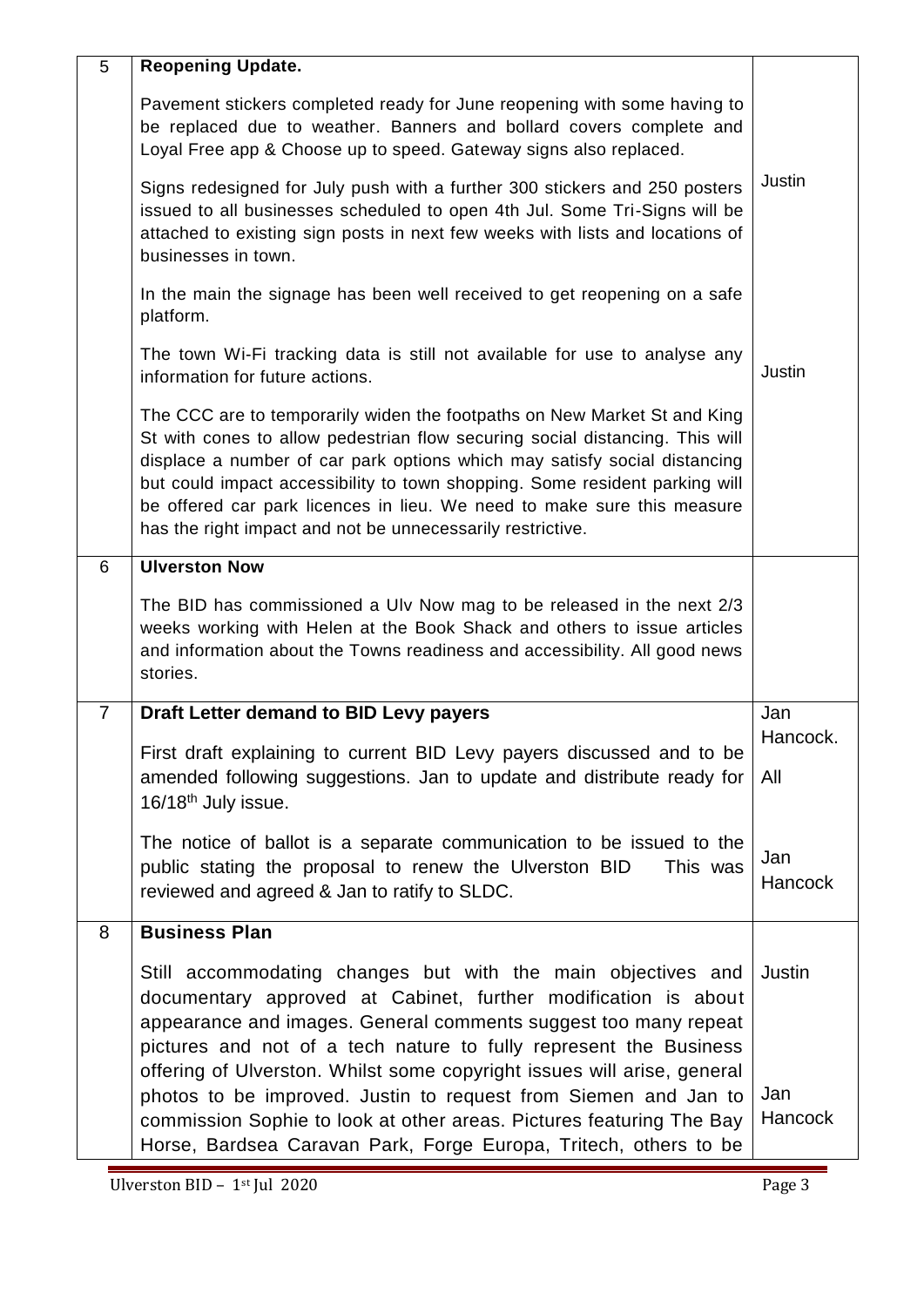| | | |
|---|---|---|
| 5 | **Reopening Update.**<br><br>Pavement stickers completed ready for June reopening with some having to be replaced due to weather. Banners and bollard covers complete and Loyal Free app & Choose up to speed. Gateway signs also replaced.<br><br>Signs redesigned for July push with a further 300 stickers and 250 posters issued to all businesses scheduled to open 4th Jul. Some Tri-Signs will be attached to existing sign posts in next few weeks with lists and locations of businesses in town.<br><br>In the main the signage has been well received to get reopening on a safe platform.<br><br>The town Wi-Fi tracking data is still not available for use to analyse any information for future actions.<br><br>The CCC are to temporarily widen the footpaths on New Market St and King St with cones to allow pedestrian flow securing social distancing. This will displace a number of car park options which may satisfy social distancing but could impact accessibility to town shopping. Some resident parking will be offered car park licences in lieu. We need to make sure this measure has the right impact and not be unnecessarily restrictive. | Justin<br><br>Justin |
| 6 | **Ulverston Now**<br><br>The BID has commissioned a Ulv Now mag to be released in the next 2/3 weeks working with Helen at the Book Shack and others to issue articles and information about the Towns readiness and accessibility. All good news stories. | |
| 7 | **Draft Letter demand to BID Levy payers**<br><br>First draft explaining to current BID Levy payers discussed and to be amended following suggestions. Jan to update and distribute ready for 16/18th July issue.<br><br>The notice of ballot is a separate communication to be issued to the public stating the proposal to renew the Ulverston BID This was reviewed and agreed & Jan to ratify to SLDC. | Jan Hancock.<br><br>All<br><br>Jan Hancock |
| 8 | **Business Plan**<br><br>Still accommodating changes but with the main objectives and documentary approved at Cabinet, further modification is about appearance and images. General comments suggest too many repeat pictures and not of a tech nature to fully represent the Business offering of Ulverston. Whilst some copyright issues will arise, general photos to be improved. Justin to request from Siemen and Jan to commission Sophie to look at other areas. Pictures featuring The Bay Horse, Bardsea Caravan Park, Forge Europa, Tritech, others to be | Justin<br><br>Jan Hancock |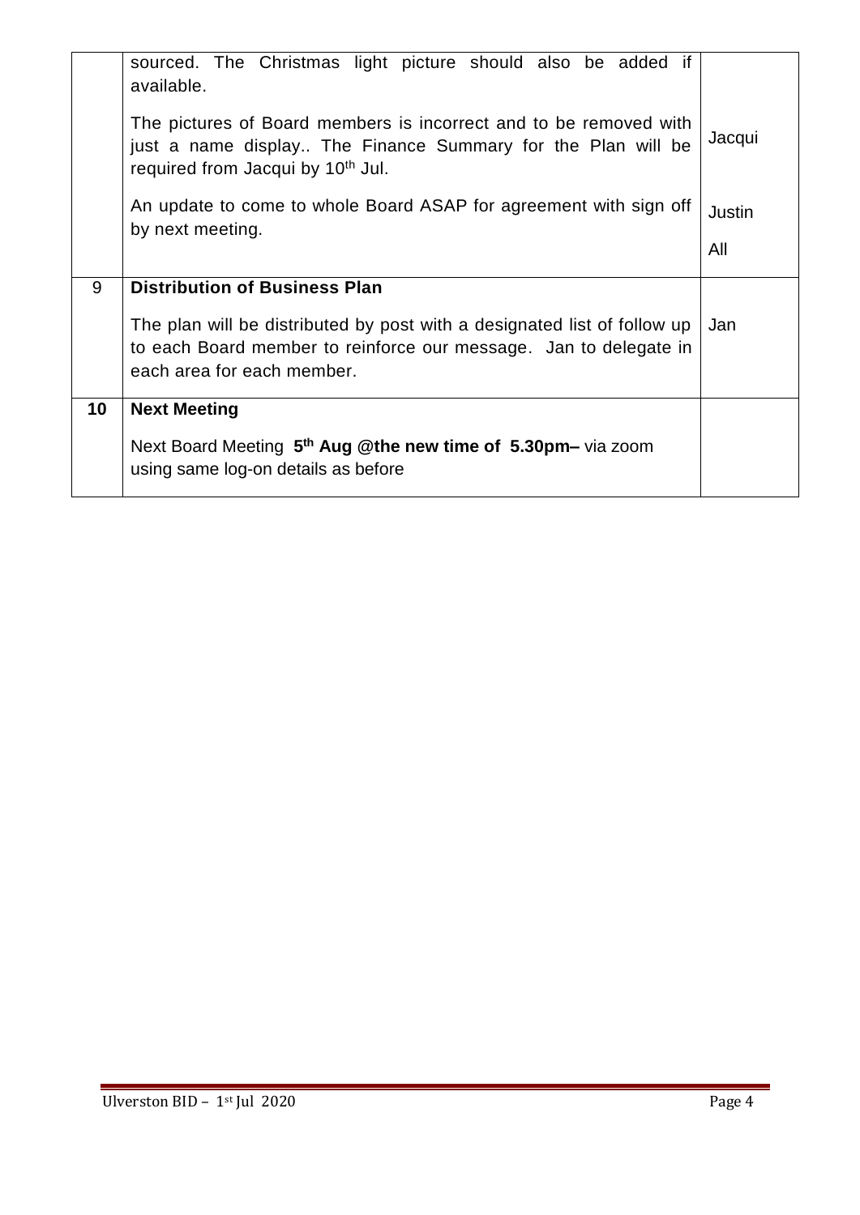| | | |
|---|---|---|
| | sourced. The Christmas light picture should also be added if available.<br><br>The pictures of Board members is incorrect and to be removed with just a name display.. The Finance Summary for the Plan will be required from Jacqui by 10th Jul.<br><br>An update to come to whole Board ASAP for agreement with sign off by next meeting. | Jacqui<br><br>Justin<br><br>All |
| 9 | **Distribution of Business Plan**<br><br>The plan will be distributed by post with a designated list of follow up to each Board member to reinforce our message. Jan to delegate in each area for each member. | Jan |
| **10** | **Next Meeting**<br><br>Next Board Meeting **5th Aug @the new time of 5.30pm–** via zoom using same log-on details as before | |